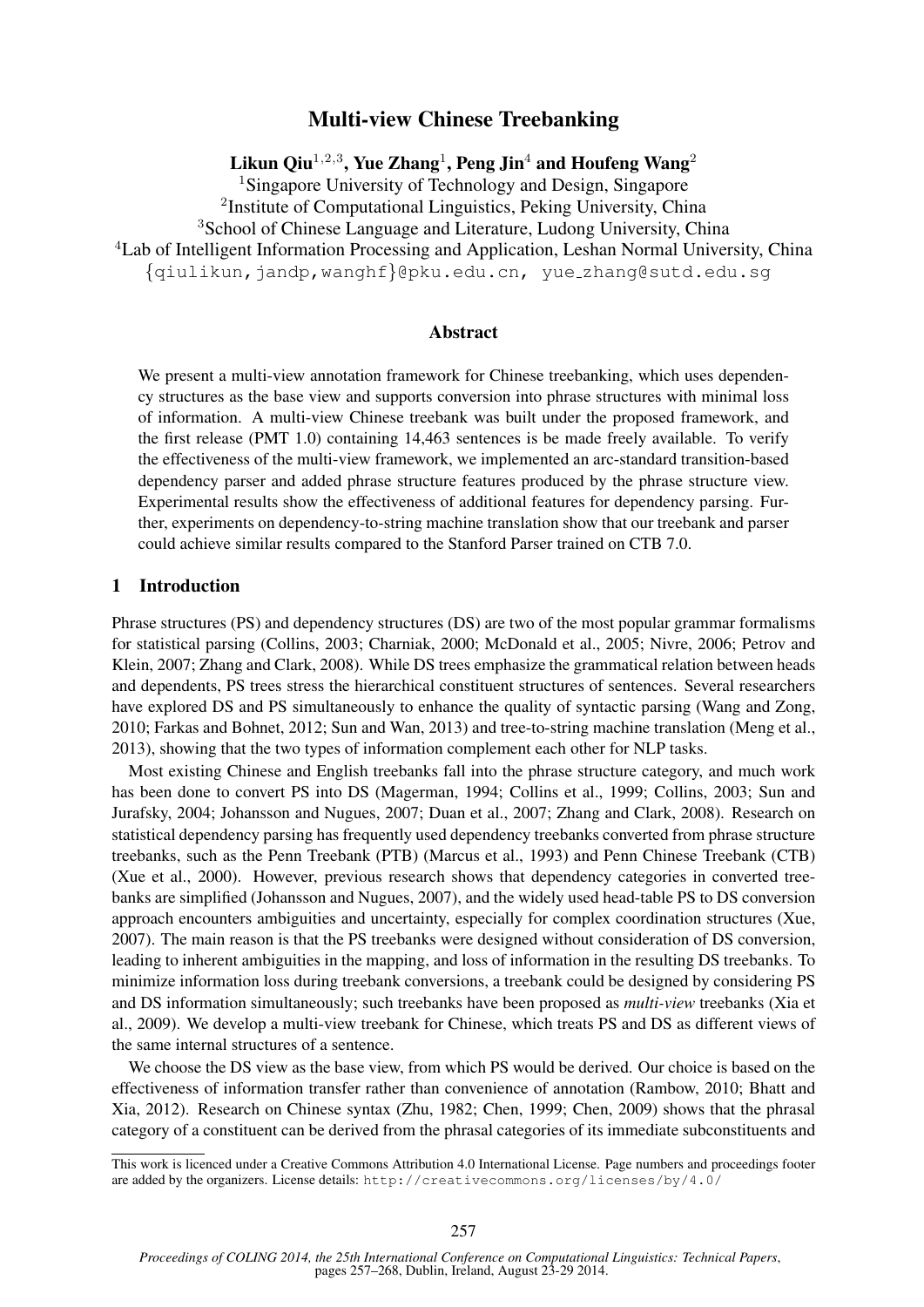# Multi-view Chinese Treebanking

**Likun Qiu**[1,2,3], **Yue Zhang**[1], **Peng Jin**[4] **and Houfeng Wang**[2]

[1]Singapore University of Technology and Design, Singapore
[2]Institute of Computational Linguistics, Peking University, China
[3]School of Chinese Language and Literature, Ludong University, China
[4]Lab of Intelligent Information Processing and Application, Leshan Normal University, China
{qiulikun,jandp,wanghf}@pku.edu.cn, yue_zhang@sutd.edu.sg

## Abstract

We present a multi-view annotation framework for Chinese treebanking, which uses dependency structures as the base view and supports conversion into phrase structures with minimal loss of information. A multi-view Chinese treebank was built under the proposed framework, and the first release (PMT 1.0) containing 14,463 sentences is be made freely available. To verify the effectiveness of the multi-view framework, we implemented an arc-standard transition-based dependency parser and added phrase structure features produced by the phrase structure view. Experimental results show the effectiveness of additional features for dependency parsing. Further, experiments on dependency-to-string machine translation show that our treebank and parser could achieve similar results compared to the Stanford Parser trained on CTB 7.0.

## 1 Introduction

Phrase structures (PS) and dependency structures (DS) are two of the most popular grammar formalisms for statistical parsing (Collins, 2003; Charniak, 2000; McDonald et al., 2005; Nivre, 2006; Petrov and Klein, 2007; Zhang and Clark, 2008). While DS trees emphasize the grammatical relation between heads and dependents, PS trees stress the hierarchical constituent structures of sentences. Several researchers have explored DS and PS simultaneously to enhance the quality of syntactic parsing (Wang and Zong, 2010; Farkas and Bohnet, 2012; Sun and Wan, 2013) and tree-to-string machine translation (Meng et al., 2013), showing that the two types of information complement each other for NLP tasks.

Most existing Chinese and English treebanks fall into the phrase structure category, and much work has been done to convert PS into DS (Magerman, 1994; Collins et al., 1999; Collins, 2003; Sun and Jurafsky, 2004; Johansson and Nugues, 2007; Duan et al., 2007; Zhang and Clark, 2008). Research on statistical dependency parsing has frequently used dependency treebanks converted from phrase structure treebanks, such as the Penn Treebank (PTB) (Marcus et al., 1993) and Penn Chinese Treebank (CTB) (Xue et al., 2000). However, previous research shows that dependency categories in converted treebanks are simplified (Johansson and Nugues, 2007), and the widely used head-table PS to DS conversion approach encounters ambiguities and uncertainty, especially for complex coordination structures (Xue, 2007). The main reason is that the PS treebanks were designed without consideration of DS conversion, leading to inherent ambiguities in the mapping, and loss of information in the resulting DS treebanks. To minimize information loss during treebank conversions, a treebank could be designed by considering PS and DS information simultaneously; such treebanks have been proposed as *multi-view* treebanks (Xia et al., 2009). We develop a multi-view treebank for Chinese, which treats PS and DS as different views of the same internal structures of a sentence.

We choose the DS view as the base view, from which PS would be derived. Our choice is based on the effectiveness of information transfer rather than convenience of annotation (Rambow, 2010; Bhatt and Xia, 2012). Research on Chinese syntax (Zhu, 1982; Chen, 1999; Chen, 2009) shows that the phrasal category of a constituent can be derived from the phrasal categories of its immediate subconstituents and

This work is licenced under a Creative Commons Attribution 4.0 International License. Page numbers and proceedings footer are added by the organizers. License details: http://creativecommons.org/licenses/by/4.0/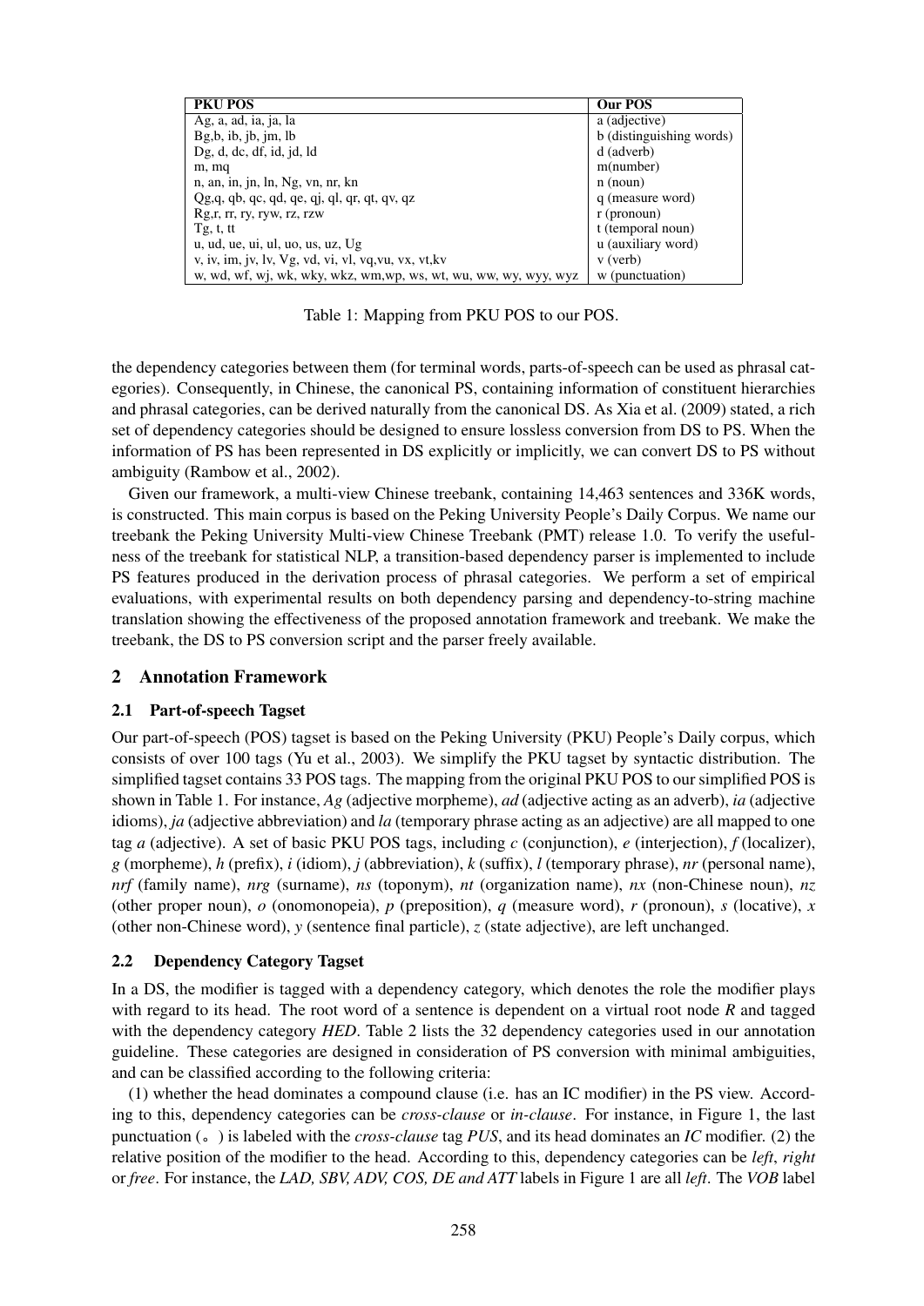| PKU POS | Our POS |
|---|---|
| Ag, a, ad, ia, ja, la | a (adjective) |
| Bg,b, ib, jb, jm, lb | b (distinguishing words) |
| Dg, d, dc, df, id, jd, ld | d (adverb) |
| m, mq | m(number) |
| n, an, in, jn, ln, Ng, vn, nr, kn | n (noun) |
| Qg,q, qb, qc, qd, qe, qj, ql, qr, qt, qv, qz | q (measure word) |
| Rg,r, rr, ry, ryw, rz, rzw | r (pronoun) |
| Tg, t, tt | t (temporal noun) |
| u, ud, ue, ui, ul, uo, us, uz, Ug | u (auxiliary word) |
| v, iv, im, jv, lv, Vg, vd, vi, vl, vq,vu, vx, vt,kv | v (verb) |
| w, wd, wf, wj, wk, wky, wkz, wm,wp, ws, wt, wu, ww, wy, wyy, wyz | w (punctuation) |

Table 1: Mapping from PKU POS to our POS.

the dependency categories between them (for terminal words, parts-of-speech can be used as phrasal categories). Consequently, in Chinese, the canonical PS, containing information of constituent hierarchies and phrasal categories, can be derived naturally from the canonical DS. As Xia et al. (2009) stated, a rich set of dependency categories should be designed to ensure lossless conversion from DS to PS. When the information of PS has been represented in DS explicitly or implicitly, we can convert DS to PS without ambiguity (Rambow et al., 2002).

Given our framework, a multi-view Chinese treebank, containing 14,463 sentences and 336K words, is constructed. This main corpus is based on the Peking University People's Daily Corpus. We name our treebank the Peking University Multi-view Chinese Treebank (PMT) release 1.0. To verify the usefulness of the treebank for statistical NLP, a transition-based dependency parser is implemented to include PS features produced in the derivation process of phrasal categories. We perform a set of empirical evaluations, with experimental results on both dependency parsing and dependency-to-string machine translation showing the effectiveness of the proposed annotation framework and treebank. We make the treebank, the DS to PS conversion script and the parser freely available.

## 2 Annotation Framework

### 2.1 Part-of-speech Tagset

Our part-of-speech (POS) tagset is based on the Peking University (PKU) People's Daily corpus, which consists of over 100 tags (Yu et al., 2003). We simplify the PKU tagset by syntactic distribution. The simplified tagset contains 33 POS tags. The mapping from the original PKU POS to our simplified POS is shown in Table 1. For instance, *Ag* (adjective morpheme), *ad* (adjective acting as an adverb), *ia* (adjective idioms), *ja* (adjective abbreviation) and *la* (temporary phrase acting as an adjective) are all mapped to one tag *a* (adjective). A set of basic PKU POS tags, including *c* (conjunction), *e* (interjection), *f* (localizer), *g* (morpheme), *h* (prefix), *i* (idiom), *j* (abbreviation), *k* (suffix), *l* (temporary phrase), *nr* (personal name), *nrf* (family name), *nrg* (surname), *ns* (toponym), *nt* (organization name), *nx* (non-Chinese noun), *nz* (other proper noun), *o* (onomonopeia), *p* (preposition), *q* (measure word), *r* (pronoun), *s* (locative), *x* (other non-Chinese word), *y* (sentence final particle), *z* (state adjective), are left unchanged.

### 2.2 Dependency Category Tagset

In a DS, the modifier is tagged with a dependency category, which denotes the role the modifier plays with regard to its head. The root word of a sentence is dependent on a virtual root node *R* and tagged with the dependency category *HED*. Table 2 lists the 32 dependency categories used in our annotation guideline. These categories are designed in consideration of PS conversion with minimal ambiguities, and can be classified according to the following criteria:

(1) whether the head dominates a compound clause (i.e. has an IC modifier) in the PS view. According to this, dependency categories can be *cross-clause* or *in-clause*. For instance, in Figure 1, the last punctuation (。) is labeled with the *cross-clause* tag *PUS*, and its head dominates an *IC* modifier. (2) the relative position of the modifier to the head. According to this, dependency categories can be *left*, *right* or *free*. For instance, the *LAD, SBV, ADV, COS, DE and ATT* labels in Figure 1 are all *left*. The *VOB* label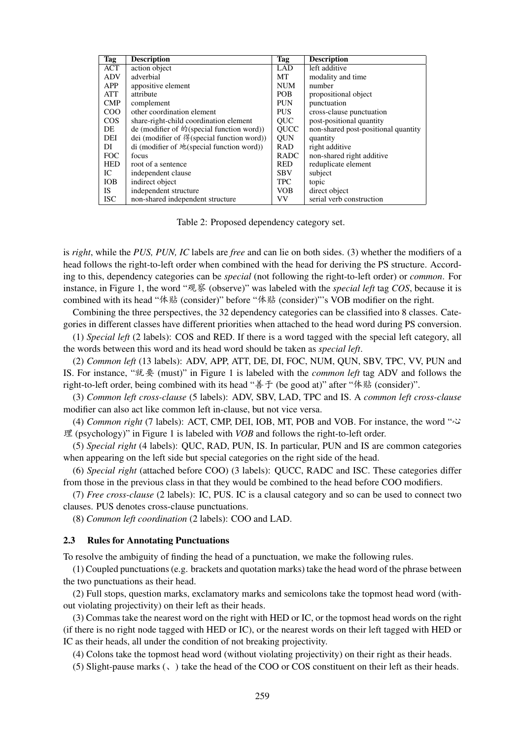| Tag | Description | Tag | Description |
|---|---|---|---|
| ACT | action object | LAD | left additive |
| ADV | adverbial | MT | modality and time |
| APP | appositive element | NUM | number |
| ATT | attribute | POB | propositional object |
| CMP | complement | PUN | punctuation |
| COO | other coordination element | PUS | cross-clause punctuation |
| COS | share-right-child coordination element | QUC | post-positional quantity |
| DE | de (modifier of 的(special function word)) | QUCC | non-shared post-positional quantity |
| DEI | dei (modifier of 得(special function word)) | QUN | quantity |
| DI | di (modifier of 地(special function word)) | RAD | right additive |
| FOC | focus | RADC | non-shared right additive |
| HED | root of a sentence | RED | reduplicate element |
| IC | independent clause | SBV | subject |
| IOB | indirect object | TPC | topic |
| IS | independent structure | VOB | direct object |
| ISC | non-shared independent structure | VV | serial verb construction |

Table 2: Proposed dependency category set.

is *right*, while the *PUS, PUN, IC* labels are *free* and can lie on both sides. (3) whether the modifiers of a head follows the right-to-left order when combined with the head for deriving the PS structure. According to this, dependency categories can be *special* (not following the right-to-left order) or *common*. For instance, in Figure 1, the word "观察 (observe)" was labeled with the *special left* tag *COS*, because it is combined with its head "体贴 (consider)" before "体贴 (consider)"'s VOB modifier on the right.

Combining the three perspectives, the 32 dependency categories can be classified into 8 classes. Categories in different classes have different priorities when attached to the head word during PS conversion.

(1) *Special left* (2 labels): COS and RED. If there is a word tagged with the special left category, all the words between this word and its head word should be taken as *special left*.

(2) *Common left* (13 labels): ADV, APP, ATT, DE, DI, FOC, NUM, QUN, SBV, TPC, VV, PUN and IS. For instance, "就要 (must)" in Figure 1 is labeled with the *common left* tag ADV and follows the right-to-left order, being combined with its head "善于 (be good at)" after "体贴 (consider)".

(3) *Common left cross-clause* (5 labels): ADV, SBV, LAD, TPC and IS. A *common left cross-clause* modifier can also act like common left in-clause, but not vice versa.

(4) *Common right* (7 labels): ACT, CMP, DEI, IOB, MT, POB and VOB. For instance, the word "心理 (psychology)" in Figure 1 is labeled with *VOB* and follows the right-to-left order.

(5) *Special right* (4 labels): QUC, RAD, PUN, IS. In particular, PUN and IS are common categories when appearing on the left side but special categories on the right side of the head.

(6) *Special right* (attached before COO) (3 labels): QUCC, RADC and ISC. These categories differ from those in the previous class in that they would be combined to the head before COO modifiers.

(7) *Free cross-clause* (2 labels): IC, PUS. IC is a clausal category and so can be used to connect two clauses. PUS denotes cross-clause punctuations.

(8) *Common left coordination* (2 labels): COO and LAD.

### 2.3 Rules for Annotating Punctuations

To resolve the ambiguity of finding the head of a punctuation, we make the following rules.

(1) Coupled punctuations (e.g. brackets and quotation marks) take the head word of the phrase between the two punctuations as their head.

(2) Full stops, question marks, exclamatory marks and semicolons take the topmost head word (without violating projectivity) on their left as their heads.

(3) Commas take the nearest word on the right with HED or IC, or the topmost head words on the right (if there is no right node tagged with HED or IC), or the nearest words on their left tagged with HED or IC as their heads, all under the condition of not breaking projectivity.

(4) Colons take the topmost head word (without violating projectivity) on their right as their heads.

(5) Slight-pause marks (、) take the head of the COO or COS constituent on their left as their heads.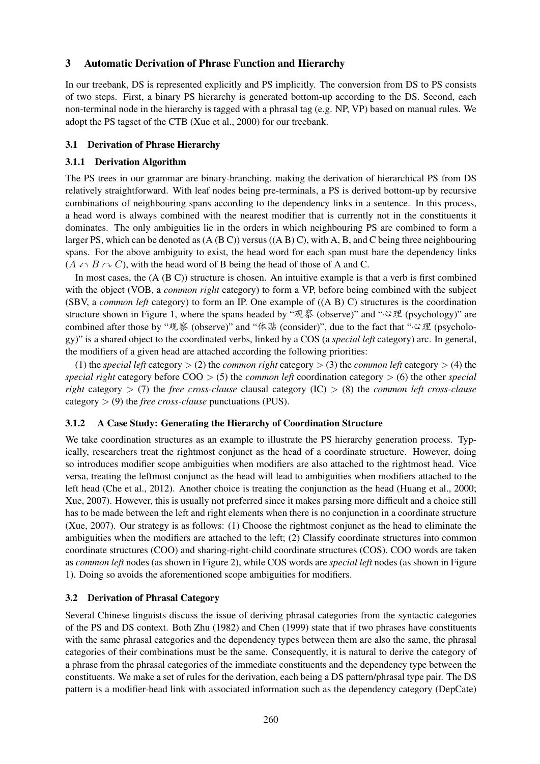## 3 Automatic Derivation of Phrase Function and Hierarchy

In our treebank, DS is represented explicitly and PS implicitly. The conversion from DS to PS consists of two steps. First, a binary PS hierarchy is generated bottom-up according to the DS. Second, each non-terminal node in the hierarchy is tagged with a phrasal tag (e.g. NP, VP) based on manual rules. We adopt the PS tagset of the CTB (Xue et al., 2000) for our treebank.

### 3.1 Derivation of Phrase Hierarchy

#### 3.1.1 Derivation Algorithm

The PS trees in our grammar are binary-branching, making the derivation of hierarchical PS from DS relatively straightforward. With leaf nodes being pre-terminals, a PS is derived bottom-up by recursive combinations of neighbouring spans according to the dependency links in a sentence. In this process, a head word is always combined with the nearest modifier that is currently not in the constituents it dominates. The only ambiguities lie in the orders in which neighbouring PS are combined to form a larger PS, which can be denoted as (A (B C)) versus ((A B) C), with A, B, and C being three neighbouring spans. For the above ambiguity to exist, the head word for each span must bare the dependency links ($A \curvearrowleft B \curvearrowright C$), with the head word of B being the head of those of A and C.

In most cases, the (A (B C)) structure is chosen. An intuitive example is that a verb is first combined with the object (VOB, a *common right* category) to form a VP, before being combined with the subject (SBV, a *common left* category) to form an IP. One example of ((A B) C) structures is the coordination structure shown in Figure 1, where the spans headed by "观察 (observe)" and "心理 (psychology)" are combined after those by "观察 (observe)" and "体贴 (consider)", due to the fact that "心理 (psychology)" is a shared object to the coordinated verbs, linked by a COS (a *special left* category) arc. In general, the modifiers of a given head are attached according the following priorities:

(1) the *special left* category > (2) the *common right* category > (3) the *common left* category > (4) the *special right* category before COO > (5) the *common left* coordination category > (6) the other *special right* category > (7) the *free cross-clause* clausal category (IC) > (8) the *common left cross-clause* category > (9) the *free cross-clause* punctuations (PUS).

#### 3.1.2 A Case Study: Generating the Hierarchy of Coordination Structure

We take coordination structures as an example to illustrate the PS hierarchy generation process. Typically, researchers treat the rightmost conjunct as the head of a coordinate structure. However, doing so introduces modifier scope ambiguities when modifiers are also attached to the rightmost head. Vice versa, treating the leftmost conjunct as the head will lead to ambiguities when modifiers attached to the left head (Che et al., 2012). Another choice is treating the conjunction as the head (Huang et al., 2000; Xue, 2007). However, this is usually not preferred since it makes parsing more difficult and a choice still has to be made between the left and right elements when there is no conjunction in a coordinate structure (Xue, 2007). Our strategy is as follows: (1) Choose the rightmost conjunct as the head to eliminate the ambiguities when the modifiers are attached to the left; (2) Classify coordinate structures into common coordinate structures (COO) and sharing-right-child coordinate structures (COS). COO words are taken as *common left* nodes (as shown in Figure 2), while COS words are *special left* nodes (as shown in Figure 1). Doing so avoids the aforementioned scope ambiguities for modifiers.

### 3.2 Derivation of Phrasal Category

Several Chinese linguists discuss the issue of deriving phrasal categories from the syntactic categories of the PS and DS context. Both Zhu (1982) and Chen (1999) state that if two phrases have constituents with the same phrasal categories and the dependency types between them are also the same, the phrasal categories of their combinations must be the same. Consequently, it is natural to derive the category of a phrase from the phrasal categories of the immediate constituents and the dependency type between the constituents. We make a set of rules for the derivation, each being a DS pattern/phrasal type pair. The DS pattern is a modifier-head link with associated information such as the dependency category (DepCate)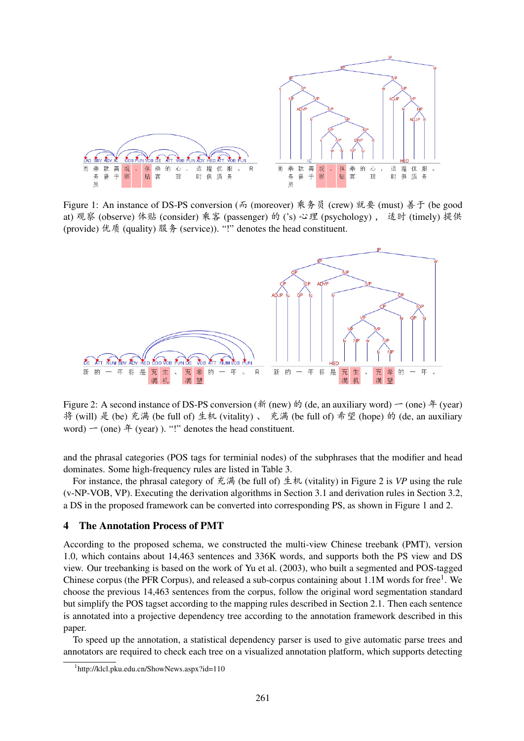Figure 1: An instance of DS-PS conversion (而 (moreover) 乘务员 (crew) 就要 (must) 善于 (be good at) 观察 (observe) 体贴 (consider) 乘客 (passenger) 的 ('s) 心理 (psychology)， 适时 (timely) 提供 (provide) 优质 (quality) 服务 (service)). "!" denotes the head constituent.

Figure 2: A second instance of DS-PS conversion (新 (new) 的 (de, an auxiliary word) 一 (one) 年 (year) 将 (will) 是 (be) 充满 (be full of) 生机 (vitality) 、 充满 (be full of) 希望 (hope) 的 (de, an auxiliary word) 一 (one) 年 (year) ). "!" denotes the head constituent.

and the phrasal categories (POS tags for terminial nodes) of the subphrases that the modifier and head dominates. Some high-frequency rules are listed in Table 3.

For instance, the phrasal category of 充满 (be full of) 生机 (vitality) in Figure 2 is *VP* using the rule (v-NP-VOB, VP). Executing the derivation algorithms in Section 3.1 and derivation rules in Section 3.2, a DS in the proposed framework can be converted into corresponding PS, as shown in Figure 1 and 2.

## 4 The Annotation Process of PMT

According to the proposed schema, we constructed the multi-view Chinese treebank (PMT), version 1.0, which contains about 14,463 sentences and 336K words, and supports both the PS view and DS view. Our treebanking is based on the work of Yu et al. (2003), who built a segmented and POS-tagged Chinese corpus (the PFR Corpus), and released a sub-corpus containing about 1.1M words for free[1]. We choose the previous 14,463 sentences from the corpus, follow the original word segmentation standard but simplify the POS tagset according to the mapping rules described in Section 2.1. Then each sentence is annotated into a projective dependency tree according to the annotation framework described in this paper.

To speed up the annotation, a statistical dependency parser is used to give automatic parse trees and annotators are required to check each tree on a visualized annotation platform, which supports detecting

[1] http://klcl.pku.edu.cn/ShowNews.aspx?id=110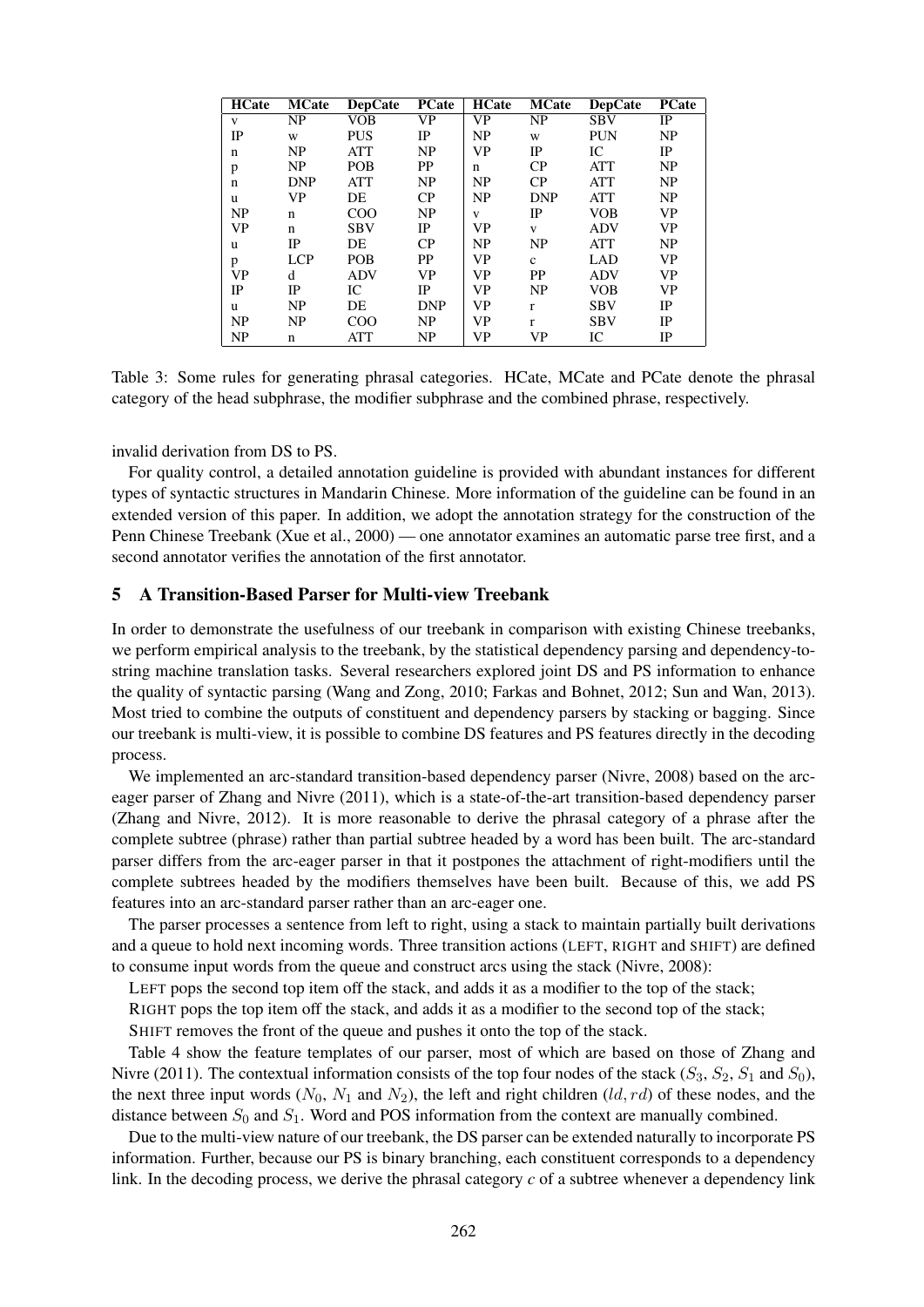| HCate | MCate | DepCate | PCate | HCate | MCate | DepCate | PCate |
|---|---|---|---|---|---|---|---|
| v | NP | VOB | VP | VP | NP | SBV | IP |
| IP | w | PUS | IP | NP | w | PUN | NP |
| n | NP | ATT | NP | VP | IP | IC | IP |
| p | NP | POB | PP | n | CP | ATT | NP |
| n | DNP | ATT | NP | NP | CP | ATT | NP |
| u | VP | DE | CP | NP | DNP | ATT | NP |
| NP | n | COO | NP | v | IP | VOB | VP |
| VP | n | SBV | IP | VP | v | ADV | VP |
| u | IP | DE | CP | NP | NP | ATT | NP |
| p | LCP | POB | PP | VP | c | LAD | VP |
| VP | d | ADV | VP | VP | PP | ADV | VP |
| IP | IP | IC | IP | VP | NP | VOB | VP |
| u | NP | DE | DNP | VP | r | SBV | IP |
| NP | NP | COO | NP | VP | r | SBV | IP |
| NP | n | ATT | NP | VP | VP | IC | IP |

Table 3: Some rules for generating phrasal categories. HCate, MCate and PCate denote the phrasal category of the head subphrase, the modifier subphrase and the combined phrase, respectively.

invalid derivation from DS to PS.

For quality control, a detailed annotation guideline is provided with abundant instances for different types of syntactic structures in Mandarin Chinese. More information of the guideline can be found in an extended version of this paper. In addition, we adopt the annotation strategy for the construction of the Penn Chinese Treebank (Xue et al., 2000) — one annotator examines an automatic parse tree first, and a second annotator verifies the annotation of the first annotator.

## 5 A Transition-Based Parser for Multi-view Treebank

In order to demonstrate the usefulness of our treebank in comparison with existing Chinese treebanks, we perform empirical analysis to the treebank, by the statistical dependency parsing and dependency-to-string machine translation tasks. Several researchers explored joint DS and PS information to enhance the quality of syntactic parsing (Wang and Zong, 2010; Farkas and Bohnet, 2012; Sun and Wan, 2013). Most tried to combine the outputs of constituent and dependency parsers by stacking or bagging. Since our treebank is multi-view, it is possible to combine DS features and PS features directly in the decoding process.

We implemented an arc-standard transition-based dependency parser (Nivre, 2008) based on the arc-eager parser of Zhang and Nivre (2011), which is a state-of-the-art transition-based dependency parser (Zhang and Nivre, 2012). It is more reasonable to derive the phrasal category of a phrase after the complete subtree (phrase) rather than partial subtree headed by a word has been built. The arc-standard parser differs from the arc-eager parser in that it postpones the attachment of right-modifiers until the complete subtrees headed by the modifiers themselves have been built. Because of this, we add PS features into an arc-standard parser rather than an arc-eager one.

The parser processes a sentence from left to right, using a stack to maintain partially built derivations and a queue to hold next incoming words. Three transition actions (LEFT, RIGHT and SHIFT) are defined to consume input words from the queue and construct arcs using the stack (Nivre, 2008):

LEFT pops the second top item off the stack, and adds it as a modifier to the top of the stack;

RIGHT pops the top item off the stack, and adds it as a modifier to the second top of the stack;

SHIFT removes the front of the queue and pushes it onto the top of the stack.

Table 4 show the feature templates of our parser, most of which are based on those of Zhang and Nivre (2011). The contextual information consists of the top four nodes of the stack ($S_3$, $S_2$, $S_1$ and $S_0$), the next three input words ($N_0$, $N_1$ and $N_2$), the left and right children ($ld, rd$) of these nodes, and the distance between $S_0$ and $S_1$. Word and POS information from the context are manually combined.

Due to the multi-view nature of our treebank, the DS parser can be extended naturally to incorporate PS information. Further, because our PS is binary branching, each constituent corresponds to a dependency link. In the decoding process, we derive the phrasal category $c$ of a subtree whenever a dependency link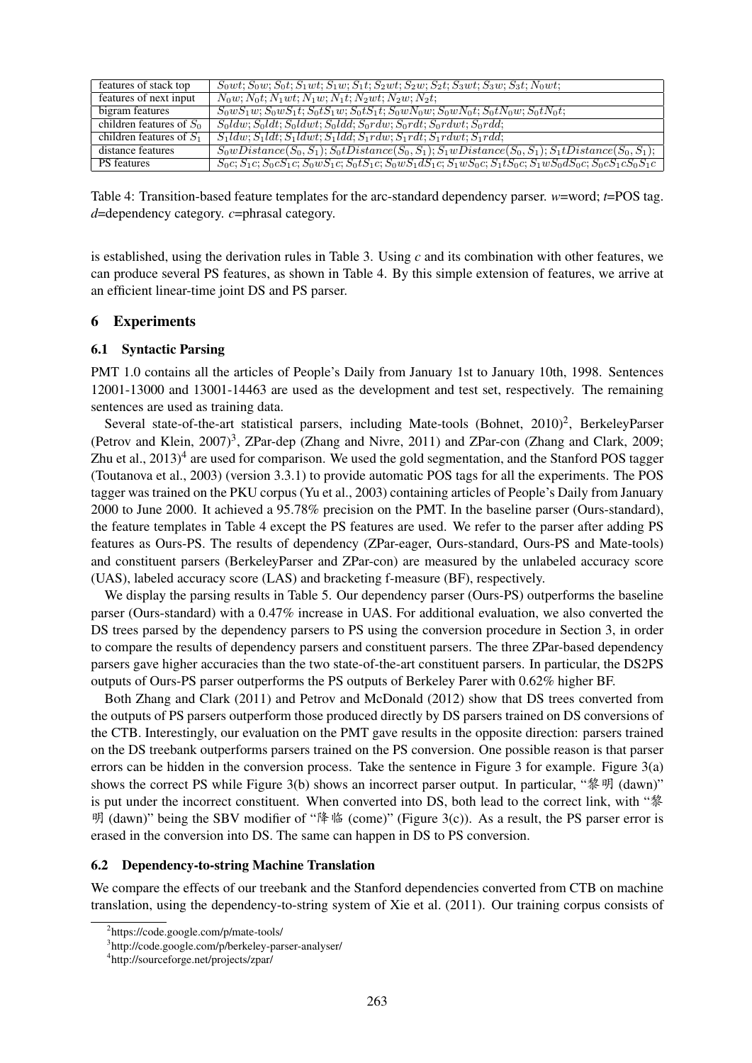| features of stack top | $S_0wt; S_0w; S_0t; S_1wt; S_1w; S_1t; S_2wt; S_2w; S_2t; S_3wt; S_3w; S_3t; N_0wt;$ |
|---|---|
| features of next input | $N_0w; N_0t; N_1wt; N_1w; N_1t; N_2wt; N_2w; N_2t;$ |
| bigram features | $S_0wS_1w; S_0wS_1t; S_0tS_1w; S_0tS_1t; S_0wN_0w; S_0wN_0t; S_0tN_0w; S_0tN_0t;$ |
| children features of $S_0$ | $S_0ldw; S_0ldt; S_0ldwt; S_0ldd; S_0rdw; S_0rdt; S_0rdwt; S_0rdd;$ |
| children features of $S_1$ | $S_1ldw; S_1ldt; S_1ldwt; S_1ldd; S_1rdw; S_1rdt; S_1rdwt; S_1rdd;$ |
| distance features | $S_0wDistance(S_0, S_1); S_0tDistance(S_0, S_1); S_1wDistance(S_0, S_1); S_1tDistance(S_0, S_1);$ |
| PS features | $S_0c; S_1c; S_0cS_1c; S_0wS_1c; S_0tS_1c; S_0wS_1dS_1c; S_1wS_0c; S_1tS_0c; S_1wS_0dS_0c; S_0cS_1cS_0S_1c$ |

Table 4: Transition-based feature templates for the arc-standard dependency parser. *w*=word; *t*=POS tag. *d*=dependency category. *c*=phrasal category.

is established, using the derivation rules in Table 3. Using *c* and its combination with other features, we can produce several PS features, as shown in Table 4. By this simple extension of features, we arrive at an efficient linear-time joint DS and PS parser.

## 6 Experiments

### 6.1 Syntactic Parsing

PMT 1.0 contains all the articles of People's Daily from January 1st to January 10th, 1998. Sentences 12001-13000 and 13001-14463 are used as the development and test set, respectively. The remaining sentences are used as training data.

Several state-of-the-art statistical parsers, including Mate-tools (Bohnet, 2010)[2], BerkeleyParser (Petrov and Klein, 2007)[3], ZPar-dep (Zhang and Nivre, 2011) and ZPar-con (Zhang and Clark, 2009; Zhu et al., 2013)[4] are used for comparison. We used the gold segmentation, and the Stanford POS tagger (Toutanova et al., 2003) (version 3.3.1) to provide automatic POS tags for all the experiments. The POS tagger was trained on the PKU corpus (Yu et al., 2003) containing articles of People's Daily from January 2000 to June 2000. It achieved a 95.78% precision on the PMT. In the baseline parser (Ours-standard), the feature templates in Table 4 except the PS features are used. We refer to the parser after adding PS features as Ours-PS. The results of dependency (ZPar-eager, Ours-standard, Ours-PS and Mate-tools) and constituent parsers (BerkeleyParser and ZPar-con) are measured by the unlabeled accuracy score (UAS), labeled accuracy score (LAS) and bracketing f-measure (BF), respectively.

We display the parsing results in Table 5. Our dependency parser (Ours-PS) outperforms the baseline parser (Ours-standard) with a 0.47% increase in UAS. For additional evaluation, we also converted the DS trees parsed by the dependency parsers to PS using the conversion procedure in Section 3, in order to compare the results of dependency parsers and constituent parsers. The three ZPar-based dependency parsers gave higher accuracies than the two state-of-the-art constituent parsers. In particular, the DS2PS outputs of Ours-PS parser outperforms the PS outputs of Berkeley Parer with 0.62% higher BF.

Both Zhang and Clark (2011) and Petrov and McDonald (2012) show that DS trees converted from the outputs of PS parsers outperform those produced directly by DS parsers trained on DS conversions of the CTB. Interestingly, our evaluation on the PMT gave results in the opposite direction: parsers trained on the DS treebank outperforms parsers trained on the PS conversion. One possible reason is that parser errors can be hidden in the conversion process. Take the sentence in Figure 3 for example. Figure 3(a) shows the correct PS while Figure 3(b) shows an incorrect parser output. In particular, "黎明 (dawn)" is put under the incorrect constituent. When converted into DS, both lead to the correct link, with "黎明 (dawn)" being the SBV modifier of "降临 (come)" (Figure 3(c)). As a result, the PS parser error is erased in the conversion into DS. The same can happen in DS to PS conversion.

### 6.2 Dependency-to-string Machine Translation

We compare the effects of our treebank and the Stanford dependencies converted from CTB on machine translation, using the dependency-to-string system of Xie et al. (2011). Our training corpus consists of

[2]https://code.google.com/p/mate-tools/

[3]http://code.google.com/p/berkeley-parser-analyser/

[4]http://sourceforge.net/projects/zpar/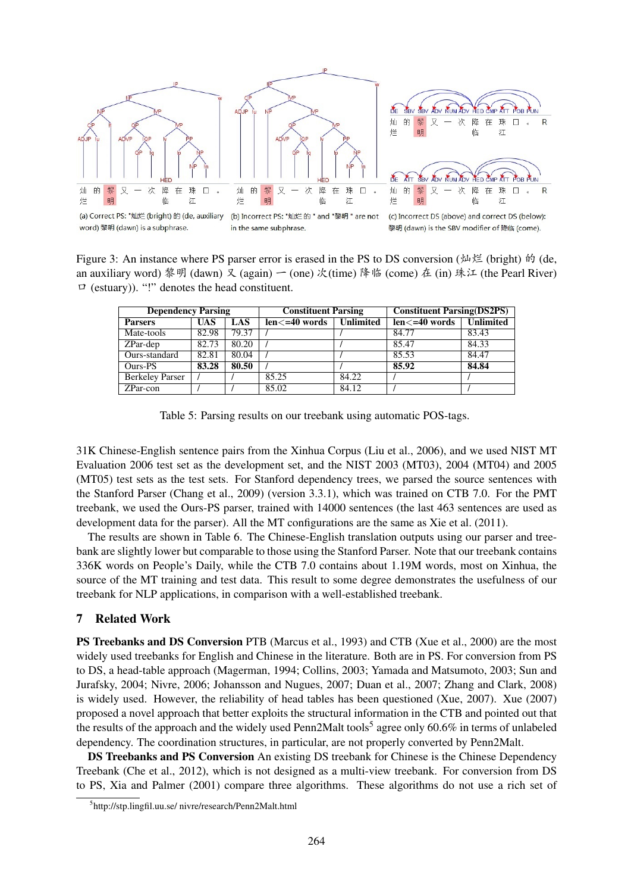(a) Correct PS: "灿烂 (bright) 的 (de, auxiliary word) 黎明 (dawn) is a subphrase.

(b) Incorrect PS: "灿烂 的 " and "黎明 " are not in the same subphrase.

(c) Incorrect DS (above) and correct DS (below): 黎明 (dawn) is the SBV modifier of 降临 (come).

Figure 3: An instance where PS parser error is erased in the PS to DS conversion (灿烂 (bright) 的 (de, an auxiliary word) 黎明 (dawn) 又 (again) 一 (one) 次(time) 降临 (come) 在 (in) 珠江 (the Pearl River) 口 (estuary)). "!" denotes the head constituent.

| Dependency Parsing | | | Constituent Parsing | | Constituent Parsing(DS2PS) | |
|---|---|---|---|---|---|---|
| Parsers | UAS | LAS | len<=40 words | Unlimited | len<=40 words | Unlimited |
| Mate-tools | 82.98 | 79.37 | / | / | 84.77 | 83.43 |
| ZPar-dep | 82.73 | 80.20 | / | / | 85.47 | 84.33 |
| Ours-standard | 82.81 | 80.04 | / | / | 85.53 | 84.47 |
| Ours-PS | **83.28** | **80.50** | / | / | **85.92** | **84.84** |
| Berkeley Parser | / | / | 85.25 | 84.22 | / | / |
| ZPar-con | / | / | 85.02 | 84.12 | / | / |

Table 5: Parsing results on our treebank using automatic POS-tags.

31K Chinese-English sentence pairs from the Xinhua Corpus (Liu et al., 2006), and we used NIST MT Evaluation 2006 test set as the development set, and the NIST 2003 (MT03), 2004 (MT04) and 2005 (MT05) test sets as the test sets. For Stanford dependency trees, we parsed the source sentences with the Stanford Parser (Chang et al., 2009) (version 3.3.1), which was trained on CTB 7.0. For the PMT treebank, we used the Ours-PS parser, trained with 14000 sentences (the last 463 sentences are used as development data for the parser). All the MT configurations are the same as Xie et al. (2011).

The results are shown in Table 6. The Chinese-English translation outputs using our parser and treebank are slightly lower but comparable to those using the Stanford Parser. Note that our treebank contains 336K words on People's Daily, while the CTB 7.0 contains about 1.19M words, most on Xinhua, the source of the MT training and test data. This result to some degree demonstrates the usefulness of our treebank for NLP applications, in comparison with a well-established treebank.

## 7 Related Work

**PS Treebanks and DS Conversion** PTB (Marcus et al., 1993) and CTB (Xue et al., 2000) are the most widely used treebanks for English and Chinese in the literature. Both are in PS. For conversion from PS to DS, a head-table approach (Magerman, 1994; Collins, 2003; Yamada and Matsumoto, 2003; Sun and Jurafsky, 2004; Nivre, 2006; Johansson and Nugues, 2007; Duan et al., 2007; Zhang and Clark, 2008) is widely used. However, the reliability of head tables has been questioned (Xue, 2007). Xue (2007) proposed a novel approach that better exploits the structural information in the CTB and pointed out that the results of the approach and the widely used Penn2Malt tools[5] agree only 60.6% in terms of unlabeled dependency. The coordination structures, in particular, are not properly converted by Penn2Malt.

**DS Treebanks and PS Conversion** An existing DS treebank for Chinese is the Chinese Dependency Treebank (Che et al., 2012), which is not designed as a multi-view treebank. For conversion from DS to PS, Xia and Palmer (2001) compare three algorithms. These algorithms do not use a rich set of

[5] http://stp.lingfil.uu.se/ nivre/research/Penn2Malt.html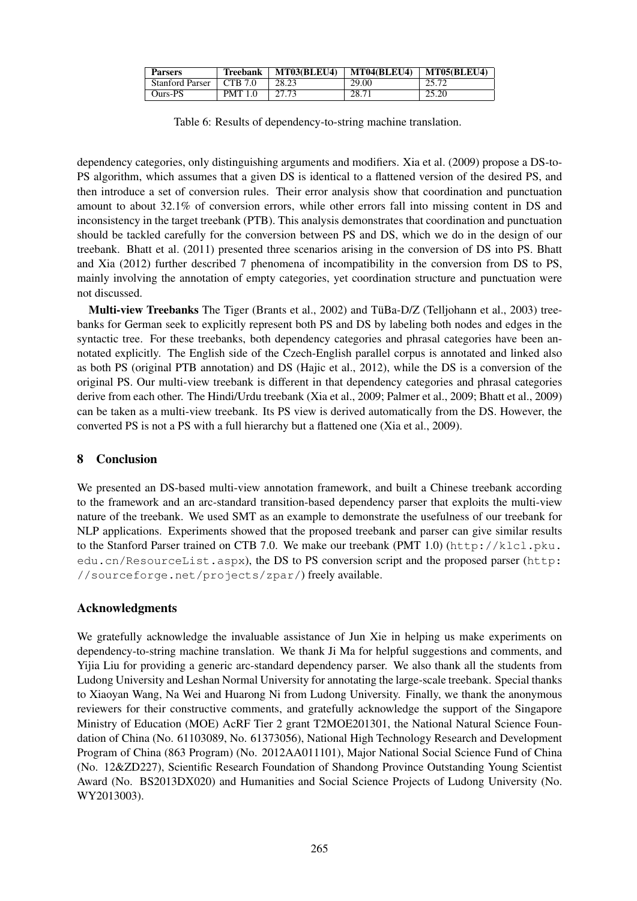| Parsers | Treebank | MT03(BLEU4) | MT04(BLEU4) | MT05(BLEU4) |
|---|---|---|---|---|
| Stanford Parser | CTB 7.0 | 28.23 | 29.00 | 25.72 |
| Ours-PS | PMT 1.0 | 27.73 | 28.71 | 25.20 |

Table 6: Results of dependency-to-string machine translation.

dependency categories, only distinguishing arguments and modifiers. Xia et al. (2009) propose a DS-to-PS algorithm, which assumes that a given DS is identical to a flattened version of the desired PS, and then introduce a set of conversion rules. Their error analysis show that coordination and punctuation amount to about 32.1% of conversion errors, while other errors fall into missing content in DS and inconsistency in the target treebank (PTB). This analysis demonstrates that coordination and punctuation should be tackled carefully for the conversion between PS and DS, which we do in the design of our treebank. Bhatt et al. (2011) presented three scenarios arising in the conversion of DS into PS. Bhatt and Xia (2012) further described 7 phenomena of incompatibility in the conversion from DS to PS, mainly involving the annotation of empty categories, yet coordination structure and punctuation were not discussed.

**Multi-view Treebanks** The Tiger (Brants et al., 2002) and TüBa-D/Z (Telljohann et al., 2003) treebanks for German seek to explicitly represent both PS and DS by labeling both nodes and edges in the syntactic tree. For these treebanks, both dependency categories and phrasal categories have been annotated explicitly. The English side of the Czech-English parallel corpus is annotated and linked also as both PS (original PTB annotation) and DS (Hajic et al., 2012), while the DS is a conversion of the original PS. Our multi-view treebank is different in that dependency categories and phrasal categories derive from each other. The Hindi/Urdu treebank (Xia et al., 2009; Palmer et al., 2009; Bhatt et al., 2009) can be taken as a multi-view treebank. Its PS view is derived automatically from the DS. However, the converted PS is not a PS with a full hierarchy but a flattened one (Xia et al., 2009).

## 8 Conclusion

We presented an DS-based multi-view annotation framework, and built a Chinese treebank according to the framework and an arc-standard transition-based dependency parser that exploits the multi-view nature of the treebank. We used SMT as an example to demonstrate the usefulness of our treebank for NLP applications. Experiments showed that the proposed treebank and parser can give similar results to the Stanford Parser trained on CTB 7.0. We make our treebank (PMT 1.0) (`http://klcl.pku.edu.cn/ResourceList.aspx`), the DS to PS conversion script and the proposed parser (`http://sourceforge.net/projects/zpar/`) freely available.

## Acknowledgments

We gratefully acknowledge the invaluable assistance of Jun Xie in helping us make experiments on dependency-to-string machine translation. We thank Ji Ma for helpful suggestions and comments, and Yijia Liu for providing a generic arc-standard dependency parser. We also thank all the students from Ludong University and Leshan Normal University for annotating the large-scale treebank. Special thanks to Xiaoyan Wang, Na Wei and Huarong Ni from Ludong University. Finally, we thank the anonymous reviewers for their constructive comments, and gratefully acknowledge the support of the Singapore Ministry of Education (MOE) AcRF Tier 2 grant T2MOE201301, the National Natural Science Foundation of China (No. 61103089, No. 61373056), National High Technology Research and Development Program of China (863 Program) (No. 2012AA011101), Major National Social Science Fund of China (No. 12&ZD227), Scientific Research Foundation of Shandong Province Outstanding Young Scientist Award (No. BS2013DX020) and Humanities and Social Science Projects of Ludong University (No. WY2013003).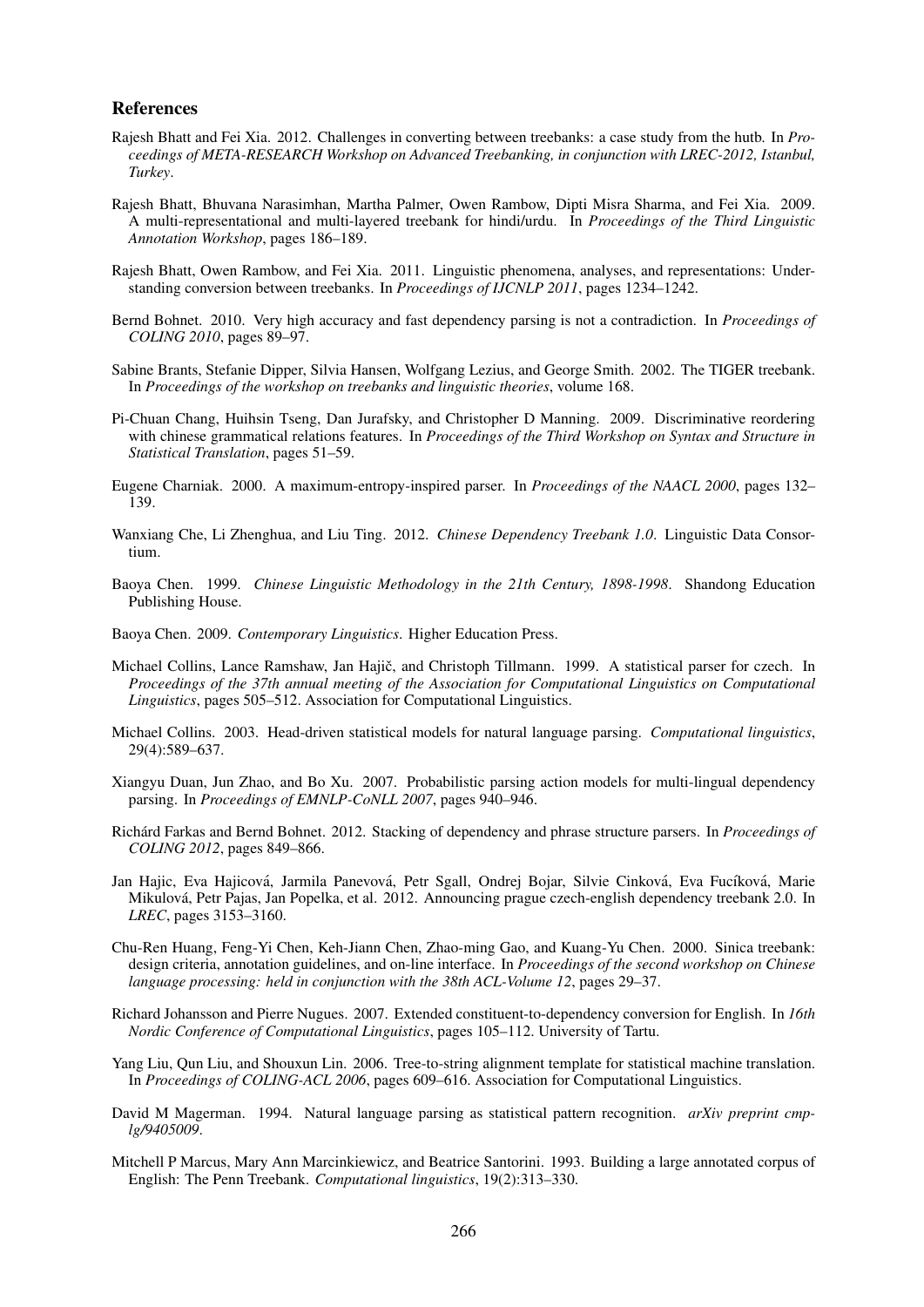## References

Rajesh Bhatt and Fei Xia. 2012. Challenges in converting between treebanks: a case study from the hutb. In *Proceedings of META-RESEARCH Workshop on Advanced Treebanking, in conjunction with LREC-2012, Istanbul, Turkey*.

Rajesh Bhatt, Bhuvana Narasimhan, Martha Palmer, Owen Rambow, Dipti Misra Sharma, and Fei Xia. 2009. A multi-representational and multi-layered treebank for hindi/urdu. In *Proceedings of the Third Linguistic Annotation Workshop*, pages 186–189.

Rajesh Bhatt, Owen Rambow, and Fei Xia. 2011. Linguistic phenomena, analyses, and representations: Understanding conversion between treebanks. In *Proceedings of IJCNLP 2011*, pages 1234–1242.

Bernd Bohnet. 2010. Very high accuracy and fast dependency parsing is not a contradiction. In *Proceedings of COLING 2010*, pages 89–97.

Sabine Brants, Stefanie Dipper, Silvia Hansen, Wolfgang Lezius, and George Smith. 2002. The TIGER treebank. In *Proceedings of the workshop on treebanks and linguistic theories*, volume 168.

Pi-Chuan Chang, Huihsin Tseng, Dan Jurafsky, and Christopher D Manning. 2009. Discriminative reordering with chinese grammatical relations features. In *Proceedings of the Third Workshop on Syntax and Structure in Statistical Translation*, pages 51–59.

Eugene Charniak. 2000. A maximum-entropy-inspired parser. In *Proceedings of the NAACL 2000*, pages 132–139.

Wanxiang Che, Li Zhenghua, and Liu Ting. 2012. *Chinese Dependency Treebank 1.0*. Linguistic Data Consortium.

Baoya Chen. 1999. *Chinese Linguistic Methodology in the 21th Century, 1898-1998*. Shandong Education Publishing House.

Baoya Chen. 2009. *Contemporary Linguistics*. Higher Education Press.

Michael Collins, Lance Ramshaw, Jan Hajič, and Christoph Tillmann. 1999. A statistical parser for czech. In *Proceedings of the 37th annual meeting of the Association for Computational Linguistics on Computational Linguistics*, pages 505–512. Association for Computational Linguistics.

Michael Collins. 2003. Head-driven statistical models for natural language parsing. *Computational linguistics*, 29(4):589–637.

Xiangyu Duan, Jun Zhao, and Bo Xu. 2007. Probabilistic parsing action models for multi-lingual dependency parsing. In *Proceedings of EMNLP-CoNLL 2007*, pages 940–946.

Richárd Farkas and Bernd Bohnet. 2012. Stacking of dependency and phrase structure parsers. In *Proceedings of COLING 2012*, pages 849–866.

Jan Hajic, Eva Hajicová, Jarmila Panevová, Petr Sgall, Ondrej Bojar, Silvie Cinková, Eva Fucíková, Marie Mikulová, Petr Pajas, Jan Popelka, et al. 2012. Announcing prague czech-english dependency treebank 2.0. In *LREC*, pages 3153–3160.

Chu-Ren Huang, Feng-Yi Chen, Keh-Jiann Chen, Zhao-ming Gao, and Kuang-Yu Chen. 2000. Sinica treebank: design criteria, annotation guidelines, and on-line interface. In *Proceedings of the second workshop on Chinese language processing: held in conjunction with the 38th ACL-Volume 12*, pages 29–37.

Richard Johansson and Pierre Nugues. 2007. Extended constituent-to-dependency conversion for English. In *16th Nordic Conference of Computational Linguistics*, pages 105–112. University of Tartu.

Yang Liu, Qun Liu, and Shouxun Lin. 2006. Tree-to-string alignment template for statistical machine translation. In *Proceedings of COLING-ACL 2006*, pages 609–616. Association for Computational Linguistics.

David M Magerman. 1994. Natural language parsing as statistical pattern recognition. *arXiv preprint cmp-lg/9405009*.

Mitchell P Marcus, Mary Ann Marcinkiewicz, and Beatrice Santorini. 1993. Building a large annotated corpus of English: The Penn Treebank. *Computational linguistics*, 19(2):313–330.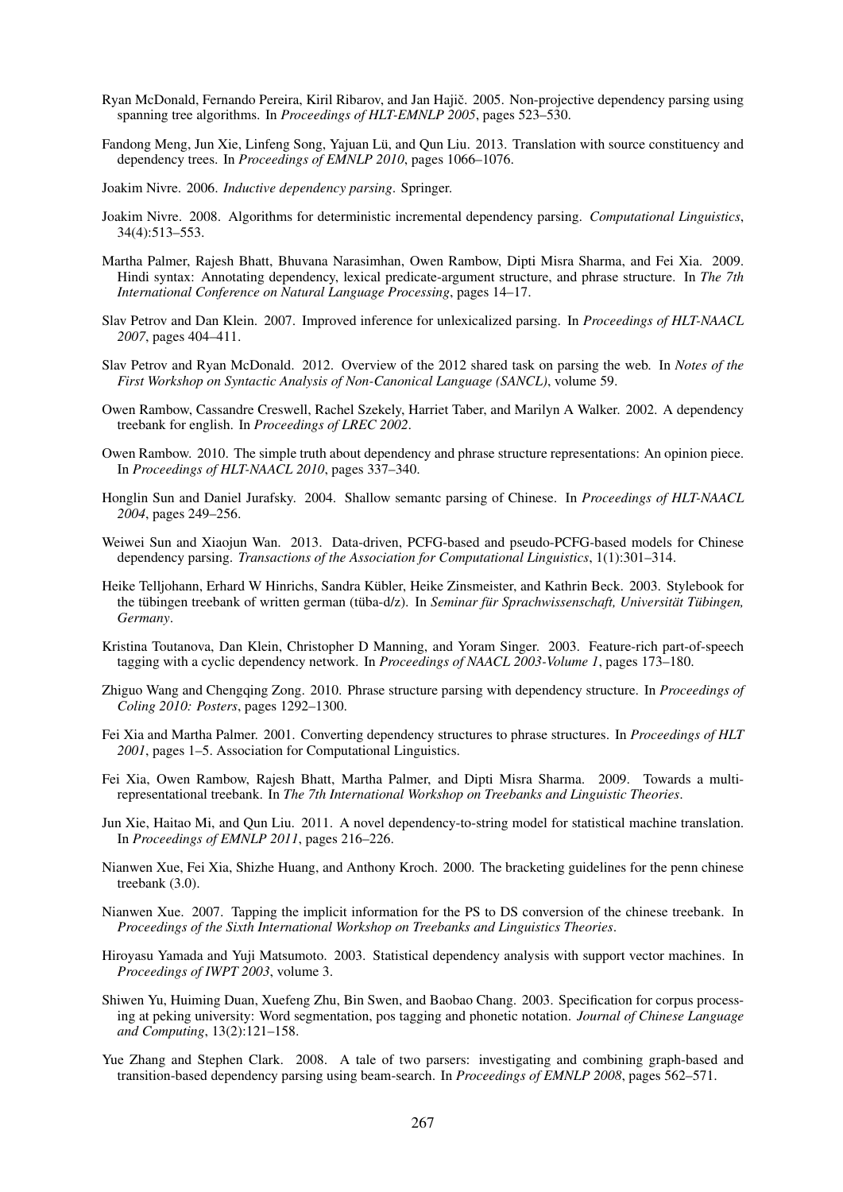Ryan McDonald, Fernando Pereira, Kiril Ribarov, and Jan Hajič. 2005. Non-projective dependency parsing using spanning tree algorithms. In *Proceedings of HLT-EMNLP 2005*, pages 523–530.

Fandong Meng, Jun Xie, Linfeng Song, Yajuan Lü, and Qun Liu. 2013. Translation with source constituency and dependency trees. In *Proceedings of EMNLP 2010*, pages 1066–1076.

Joakim Nivre. 2006. *Inductive dependency parsing*. Springer.

Joakim Nivre. 2008. Algorithms for deterministic incremental dependency parsing. *Computational Linguistics*, 34(4):513–553.

Martha Palmer, Rajesh Bhatt, Bhuvana Narasimhan, Owen Rambow, Dipti Misra Sharma, and Fei Xia. 2009. Hindi syntax: Annotating dependency, lexical predicate-argument structure, and phrase structure. In *The 7th International Conference on Natural Language Processing*, pages 14–17.

Slav Petrov and Dan Klein. 2007. Improved inference for unlexicalized parsing. In *Proceedings of HLT-NAACL 2007*, pages 404–411.

Slav Petrov and Ryan McDonald. 2012. Overview of the 2012 shared task on parsing the web. In *Notes of the First Workshop on Syntactic Analysis of Non-Canonical Language (SANCL)*, volume 59.

Owen Rambow, Cassandre Creswell, Rachel Szekely, Harriet Taber, and Marilyn A Walker. 2002. A dependency treebank for english. In *Proceedings of LREC 2002*.

Owen Rambow. 2010. The simple truth about dependency and phrase structure representations: An opinion piece. In *Proceedings of HLT-NAACL 2010*, pages 337–340.

Honglin Sun and Daniel Jurafsky. 2004. Shallow semantc parsing of Chinese. In *Proceedings of HLT-NAACL 2004*, pages 249–256.

Weiwei Sun and Xiaojun Wan. 2013. Data-driven, PCFG-based and pseudo-PCFG-based models for Chinese dependency parsing. *Transactions of the Association for Computational Linguistics*, 1(1):301–314.

Heike Telljohann, Erhard W Hinrichs, Sandra Kübler, Heike Zinsmeister, and Kathrin Beck. 2003. Stylebook for the tübingen treebank of written german (tüba-d/z). In *Seminar für Sprachwissenschaft, Universität Tübingen, Germany*.

Kristina Toutanova, Dan Klein, Christopher D Manning, and Yoram Singer. 2003. Feature-rich part-of-speech tagging with a cyclic dependency network. In *Proceedings of NAACL 2003-Volume 1*, pages 173–180.

Zhiguo Wang and Chengqing Zong. 2010. Phrase structure parsing with dependency structure. In *Proceedings of Coling 2010: Posters*, pages 1292–1300.

Fei Xia and Martha Palmer. 2001. Converting dependency structures to phrase structures. In *Proceedings of HLT 2001*, pages 1–5. Association for Computational Linguistics.

Fei Xia, Owen Rambow, Rajesh Bhatt, Martha Palmer, and Dipti Misra Sharma. 2009. Towards a multi-representational treebank. In *The 7th International Workshop on Treebanks and Linguistic Theories*.

Jun Xie, Haitao Mi, and Qun Liu. 2011. A novel dependency-to-string model for statistical machine translation. In *Proceedings of EMNLP 2011*, pages 216–226.

Nianwen Xue, Fei Xia, Shizhe Huang, and Anthony Kroch. 2000. The bracketing guidelines for the penn chinese treebank (3.0).

Nianwen Xue. 2007. Tapping the implicit information for the PS to DS conversion of the chinese treebank. In *Proceedings of the Sixth International Workshop on Treebanks and Linguistics Theories*.

Hiroyasu Yamada and Yuji Matsumoto. 2003. Statistical dependency analysis with support vector machines. In *Proceedings of IWPT 2003*, volume 3.

Shiwen Yu, Huiming Duan, Xuefeng Zhu, Bin Swen, and Baobao Chang. 2003. Specification for corpus processing at peking university: Word segmentation, pos tagging and phonetic notation. *Journal of Chinese Language and Computing*, 13(2):121–158.

Yue Zhang and Stephen Clark. 2008. A tale of two parsers: investigating and combining graph-based and transition-based dependency parsing using beam-search. In *Proceedings of EMNLP 2008*, pages 562–571.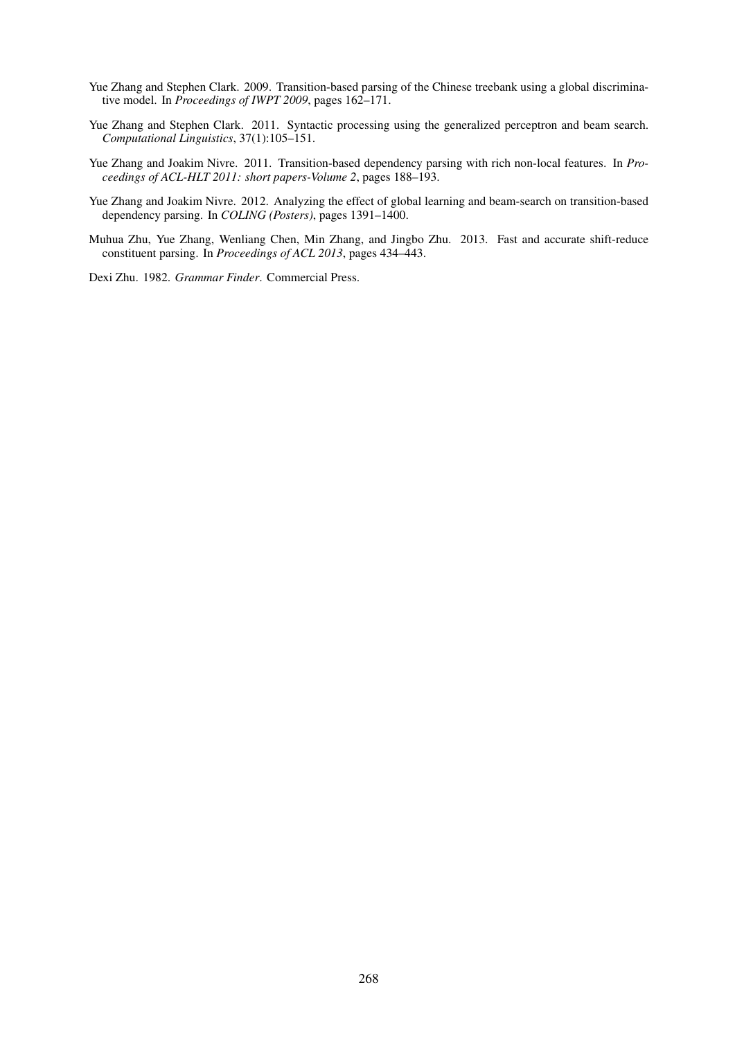Yue Zhang and Stephen Clark. 2009. Transition-based parsing of the Chinese treebank using a global discriminative model. In *Proceedings of IWPT 2009*, pages 162–171.

Yue Zhang and Stephen Clark. 2011. Syntactic processing using the generalized perceptron and beam search. *Computational Linguistics*, 37(1):105–151.

Yue Zhang and Joakim Nivre. 2011. Transition-based dependency parsing with rich non-local features. In *Proceedings of ACL-HLT 2011: short papers-Volume 2*, pages 188–193.

Yue Zhang and Joakim Nivre. 2012. Analyzing the effect of global learning and beam-search on transition-based dependency parsing. In *COLING (Posters)*, pages 1391–1400.

Muhua Zhu, Yue Zhang, Wenliang Chen, Min Zhang, and Jingbo Zhu. 2013. Fast and accurate shift-reduce constituent parsing. In *Proceedings of ACL 2013*, pages 434–443.

Dexi Zhu. 1982. *Grammar Finder*. Commercial Press.